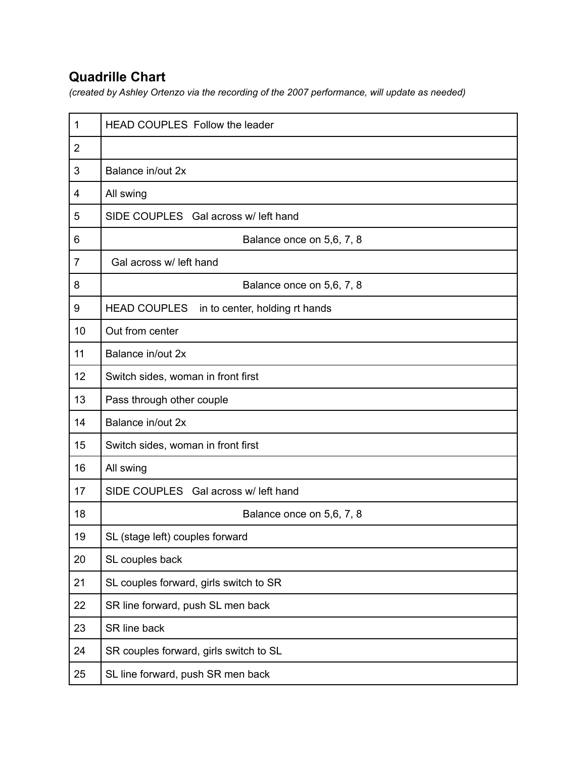## Quadrille Chart

*(created by Ashley Ortenzo via the recording of the 2007 performance, will update as needed)*

| | |
|---|---|
| 1 | HEAD COUPLES  Follow the leader |
| 2 | |
| 3 | Balance in/out 2x |
| 4 | All swing |
| 5 | SIDE COUPLES   Gal across w/ left hand |
| 6 | Balance once on 5,6, 7, 8 |
| 7 | Gal across w/ left hand |
| 8 | Balance once on 5,6, 7, 8 |
| 9 | HEAD COUPLES    in to center, holding rt hands |
| 10 | Out from center |
| 11 | Balance in/out 2x |
| 12 | Switch sides, woman in front first |
| 13 | Pass through other couple |
| 14 | Balance in/out 2x |
| 15 | Switch sides, woman in front first |
| 16 | All swing |
| 17 | SIDE COUPLES   Gal across w/ left hand |
| 18 | Balance once on 5,6, 7, 8 |
| 19 | SL (stage left) couples forward |
| 20 | SL couples back |
| 21 | SL couples forward, girls switch to SR |
| 22 | SR line forward, push SL men back |
| 23 | SR line back |
| 24 | SR couples forward, girls switch to SL |
| 25 | SL line forward, push SR men back |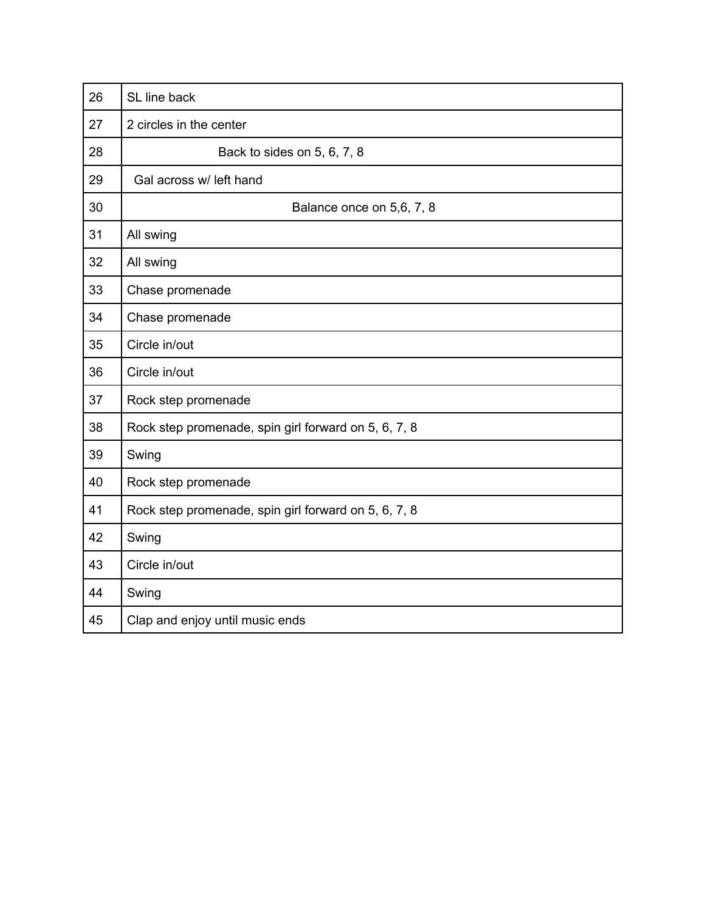| | |
|---|---|
| 26 | SL line back |
| 27 | 2 circles in the center |
| 28 | Back to sides on 5, 6, 7, 8 |
| 29 | Gal across w/ left hand |
| 30 | Balance once on 5,6, 7, 8 |
| 31 | All swing |
| 32 | All swing |
| 33 | Chase promenade |
| 34 | Chase promenade |
| 35 | Circle in/out |
| 36 | Circle in/out |
| 37 | Rock step promenade |
| 38 | Rock step promenade, spin girl forward on 5, 6, 7, 8 |
| 39 | Swing |
| 40 | Rock step promenade |
| 41 | Rock step promenade, spin girl forward on 5, 6, 7, 8 |
| 42 | Swing |
| 43 | Circle in/out |
| 44 | Swing |
| 45 | Clap and enjoy until music ends |